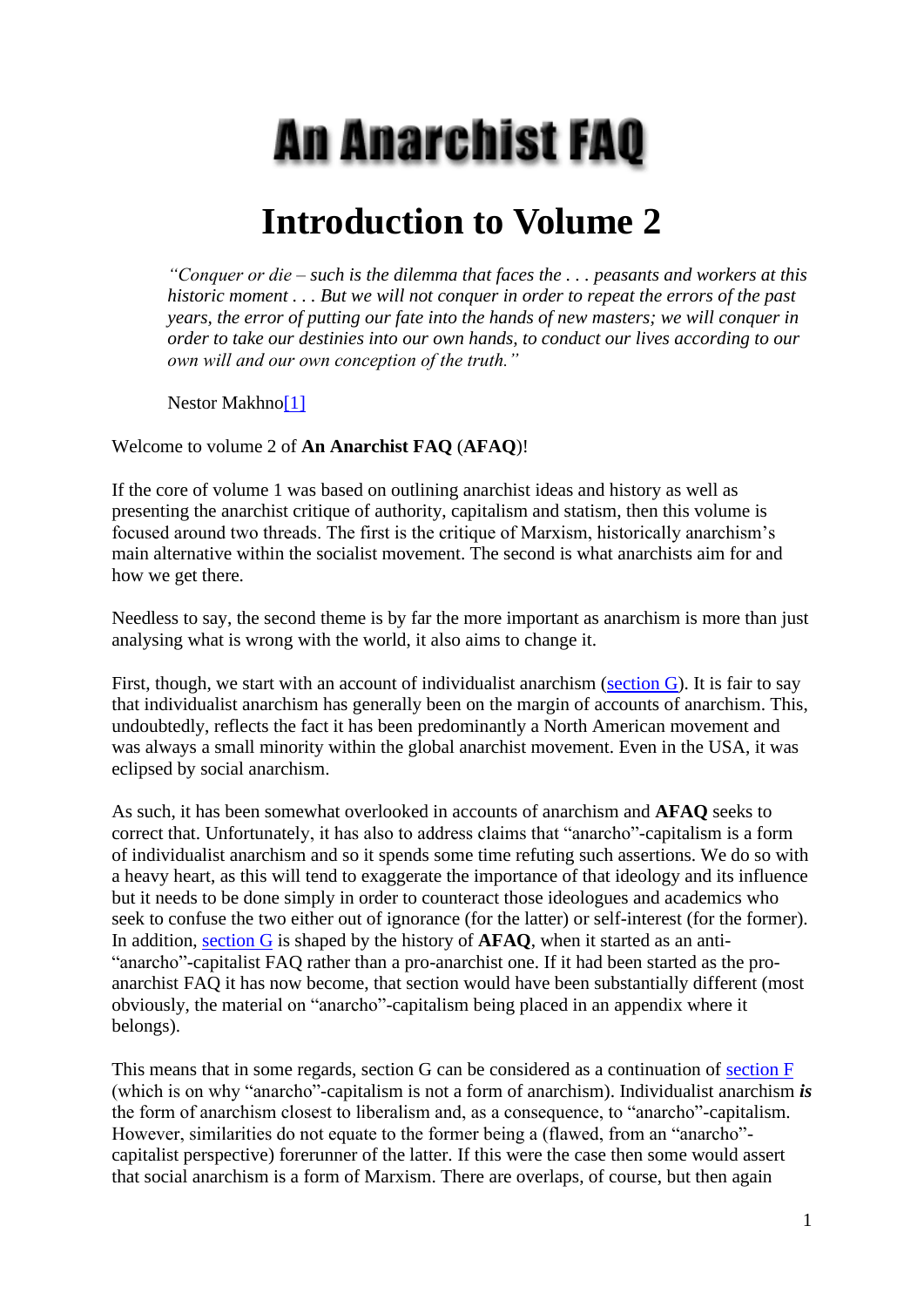# An Anarchist FAQ

# Introduction to Volume 2

> *"Conquer or die – such is the dilemma that faces the . . . peasants and workers at this historic moment . . . But we will not conquer in order to repeat the errors of the past years, the error of putting our fate into the hands of new masters; we will conquer in order to take our destinies into our own hands, to conduct our lives according to our own will and our own conception of the truth."*
>
> Nestor Makhno[1]

Welcome to volume 2 of **An Anarchist FAQ** (**AFAQ**)!

If the core of volume 1 was based on outlining anarchist ideas and history as well as presenting the anarchist critique of authority, capitalism and statism, then this volume is focused around two threads. The first is the critique of Marxism, historically anarchism's main alternative within the socialist movement. The second is what anarchists aim for and how we get there.

Needless to say, the second theme is by far the more important as anarchism is more than just analysing what is wrong with the world, it also aims to change it.

First, though, we start with an account of individualist anarchism (section G). It is fair to say that individualist anarchism has generally been on the margin of accounts of anarchism. This, undoubtedly, reflects the fact it has been predominantly a North American movement and was always a small minority within the global anarchist movement. Even in the USA, it was eclipsed by social anarchism.

As such, it has been somewhat overlooked in accounts of anarchism and **AFAQ** seeks to correct that. Unfortunately, it has also to address claims that "anarcho"-capitalism is a form of individualist anarchism and so it spends some time refuting such assertions. We do so with a heavy heart, as this will tend to exaggerate the importance of that ideology and its influence but it needs to be done simply in order to counteract those ideologues and academics who seek to confuse the two either out of ignorance (for the latter) or self-interest (for the former). In addition, section G is shaped by the history of **AFAQ**, when it started as an anti-"anarcho"-capitalist FAQ rather than a pro-anarchist one. If it had been started as the pro-anarchist FAQ it has now become, that section would have been substantially different (most obviously, the material on "anarcho"-capitalism being placed in an appendix where it belongs).

This means that in some regards, section G can be considered as a continuation of section F (which is on why "anarcho"-capitalism is not a form of anarchism). Individualist anarchism ***is*** the form of anarchism closest to liberalism and, as a consequence, to "anarcho"-capitalism. However, similarities do not equate to the former being a (flawed, from an "anarcho"-capitalist perspective) forerunner of the latter. If this were the case then some would assert that social anarchism is a form of Marxism. There are overlaps, of course, but then again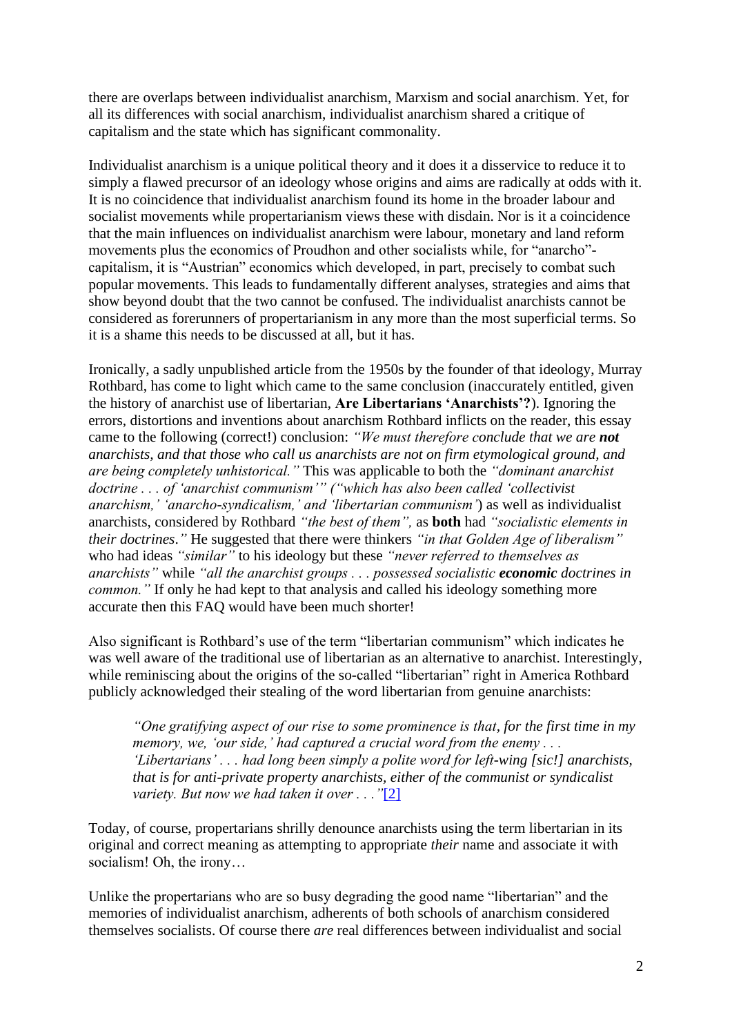there are overlaps between individualist anarchism, Marxism and social anarchism. Yet, for all its differences with social anarchism, individualist anarchism shared a critique of capitalism and the state which has significant commonality.

Individualist anarchism is a unique political theory and it does it a disservice to reduce it to simply a flawed precursor of an ideology whose origins and aims are radically at odds with it. It is no coincidence that individualist anarchism found its home in the broader labour and socialist movements while propertarianism views these with disdain. Nor is it a coincidence that the main influences on individualist anarchism were labour, monetary and land reform movements plus the economics of Proudhon and other socialists while, for "anarcho"-capitalism, it is "Austrian" economics which developed, in part, precisely to combat such popular movements. This leads to fundamentally different analyses, strategies and aims that show beyond doubt that the two cannot be confused. The individualist anarchists cannot be considered as forerunners of propertarianism in any more than the most superficial terms. So it is a shame this needs to be discussed at all, but it has.

Ironically, a sadly unpublished article from the 1950s by the founder of that ideology, Murray Rothbard, has come to light which came to the same conclusion (inaccurately entitled, given the history of anarchist use of libertarian, **Are Libertarians 'Anarchists'?**). Ignoring the errors, distortions and inventions about anarchism Rothbard inflicts on the reader, this essay came to the following (correct!) conclusion: *"We must therefore conclude that we are **not** anarchists, and that those who call us anarchists are not on firm etymological ground, and are being completely unhistorical."* This was applicable to both the *"dominant anarchist doctrine . . . of 'anarchist communism'" ("which has also been called 'collectivist anarchism,' 'anarcho-syndicalism,' and 'libertarian communism'*) as well as individualist anarchists, considered by Rothbard *"the best of them",* as **both** had *"socialistic elements in their doctrines."* He suggested that there were thinkers *"in that Golden Age of liberalism"* who had ideas *"similar"* to his ideology but these *"never referred to themselves as anarchists"* while *"all the anarchist groups . . . possessed socialistic **economic** doctrines in common."* If only he had kept to that analysis and called his ideology something more accurate then this FAQ would have been much shorter!

Also significant is Rothbard's use of the term "libertarian communism" which indicates he was well aware of the traditional use of libertarian as an alternative to anarchist. Interestingly, while reminiscing about the origins of the so-called "libertarian" right in America Rothbard publicly acknowledged their stealing of the word libertarian from genuine anarchists:

> *"One gratifying aspect of our rise to some prominence is that, for the first time in my memory, we, 'our side,' had captured a crucial word from the enemy . . . 'Libertarians' . . . had long been simply a polite word for left-wing [sic!] anarchists, that is for anti-private property anarchists, either of the communist or syndicalist variety. But now we had taken it over . . ."*[2]

Today, of course, propertarians shrilly denounce anarchists using the term libertarian in its original and correct meaning as attempting to appropriate *their* name and associate it with socialism! Oh, the irony…

Unlike the propertarians who are so busy degrading the good name "libertarian" and the memories of individualist anarchism, adherents of both schools of anarchism considered themselves socialists. Of course there *are* real differences between individualist and social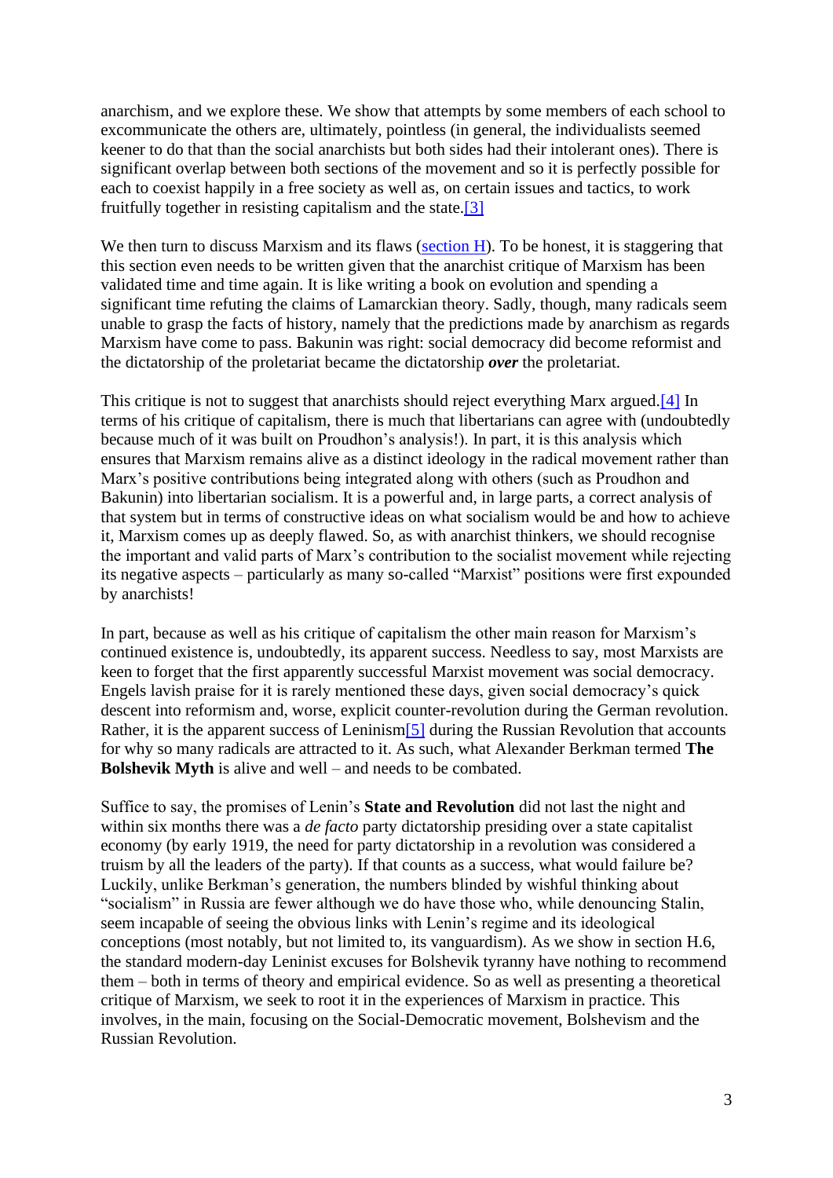anarchism, and we explore these. We show that attempts by some members of each school to excommunicate the others are, ultimately, pointless (in general, the individualists seemed keener to do that than the social anarchists but both sides had their intolerant ones). There is significant overlap between both sections of the movement and so it is perfectly possible for each to coexist happily in a free society as well as, on certain issues and tactics, to work fruitfully together in resisting capitalism and the state.[3]

We then turn to discuss Marxism and its flaws (section H). To be honest, it is staggering that this section even needs to be written given that the anarchist critique of Marxism has been validated time and time again. It is like writing a book on evolution and spending a significant time refuting the claims of Lamarckian theory. Sadly, though, many radicals seem unable to grasp the facts of history, namely that the predictions made by anarchism as regards Marxism have come to pass. Bakunin was right: social democracy did become reformist and the dictatorship of the proletariat became the dictatorship ***over*** the proletariat.

This critique is not to suggest that anarchists should reject everything Marx argued.[4] In terms of his critique of capitalism, there is much that libertarians can agree with (undoubtedly because much of it was built on Proudhon's analysis!). In part, it is this analysis which ensures that Marxism remains alive as a distinct ideology in the radical movement rather than Marx's positive contributions being integrated along with others (such as Proudhon and Bakunin) into libertarian socialism. It is a powerful and, in large parts, a correct analysis of that system but in terms of constructive ideas on what socialism would be and how to achieve it, Marxism comes up as deeply flawed. So, as with anarchist thinkers, we should recognise the important and valid parts of Marx's contribution to the socialist movement while rejecting its negative aspects – particularly as many so-called "Marxist" positions were first expounded by anarchists!

In part, because as well as his critique of capitalism the other main reason for Marxism's continued existence is, undoubtedly, its apparent success. Needless to say, most Marxists are keen to forget that the first apparently successful Marxist movement was social democracy. Engels lavish praise for it is rarely mentioned these days, given social democracy's quick descent into reformism and, worse, explicit counter-revolution during the German revolution. Rather, it is the apparent success of Leninism[5] during the Russian Revolution that accounts for why so many radicals are attracted to it. As such, what Alexander Berkman termed **The Bolshevik Myth** is alive and well – and needs to be combated.

Suffice to say, the promises of Lenin's **State and Revolution** did not last the night and within six months there was a *de facto* party dictatorship presiding over a state capitalist economy (by early 1919, the need for party dictatorship in a revolution was considered a truism by all the leaders of the party). If that counts as a success, what would failure be? Luckily, unlike Berkman's generation, the numbers blinded by wishful thinking about "socialism" in Russia are fewer although we do have those who, while denouncing Stalin, seem incapable of seeing the obvious links with Lenin's regime and its ideological conceptions (most notably, but not limited to, its vanguardism). As we show in section H.6, the standard modern-day Leninist excuses for Bolshevik tyranny have nothing to recommend them – both in terms of theory and empirical evidence. So as well as presenting a theoretical critique of Marxism, we seek to root it in the experiences of Marxism in practice. This involves, in the main, focusing on the Social-Democratic movement, Bolshevism and the Russian Revolution.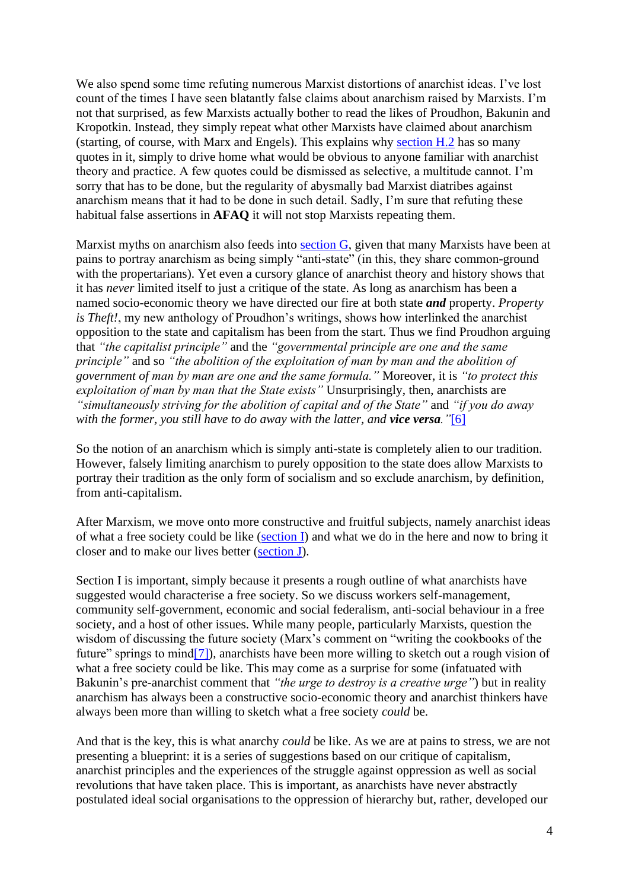We also spend some time refuting numerous Marxist distortions of anarchist ideas. I've lost count of the times I have seen blatantly false claims about anarchism raised by Marxists. I'm not that surprised, as few Marxists actually bother to read the likes of Proudhon, Bakunin and Kropotkin. Instead, they simply repeat what other Marxists have claimed about anarchism (starting, of course, with Marx and Engels). This explains why section H.2 has so many quotes in it, simply to drive home what would be obvious to anyone familiar with anarchist theory and practice. A few quotes could be dismissed as selective, a multitude cannot. I'm sorry that has to be done, but the regularity of abysmally bad Marxist diatribes against anarchism means that it had to be done in such detail. Sadly, I'm sure that refuting these habitual false assertions in **AFAQ** it will not stop Marxists repeating them.

Marxist myths on anarchism also feeds into section G, given that many Marxists have been at pains to portray anarchism as being simply "anti-state" (in this, they share common-ground with the propertarians). Yet even a cursory glance of anarchist theory and history shows that it has *never* limited itself to just a critique of the state. As long as anarchism has been a named socio-economic theory we have directed our fire at both state ***and*** property. *Property is Theft!*, my new anthology of Proudhon's writings, shows how interlinked the anarchist opposition to the state and capitalism has been from the start. Thus we find Proudhon arguing that *"the capitalist principle"* and the *"governmental principle are one and the same principle"* and so *"the abolition of the exploitation of man by man and the abolition of government of man by man are one and the same formula."* Moreover, it is *"to protect this exploitation of man by man that the State exists"* Unsurprisingly, then, anarchists are *"simultaneously striving for the abolition of capital and of the State"* and *"if you do away with the former, you still have to do away with the latter, and **vice versa**."*[6]

So the notion of an anarchism which is simply anti-state is completely alien to our tradition. However, falsely limiting anarchism to purely opposition to the state does allow Marxists to portray their tradition as the only form of socialism and so exclude anarchism, by definition, from anti-capitalism.

After Marxism, we move onto more constructive and fruitful subjects, namely anarchist ideas of what a free society could be like (section I) and what we do in the here and now to bring it closer and to make our lives better (section J).

Section I is important, simply because it presents a rough outline of what anarchists have suggested would characterise a free society. So we discuss workers self-management, community self-government, economic and social federalism, anti-social behaviour in a free society, and a host of other issues. While many people, particularly Marxists, question the wisdom of discussing the future society (Marx's comment on "writing the cookbooks of the future" springs to mind[7]), anarchists have been more willing to sketch out a rough vision of what a free society could be like. This may come as a surprise for some (infatuated with Bakunin's pre-anarchist comment that *"the urge to destroy is a creative urge"*) but in reality anarchism has always been a constructive socio-economic theory and anarchist thinkers have always been more than willing to sketch what a free society *could* be.

And that is the key, this is what anarchy *could* be like. As we are at pains to stress, we are not presenting a blueprint: it is a series of suggestions based on our critique of capitalism, anarchist principles and the experiences of the struggle against oppression as well as social revolutions that have taken place. This is important, as anarchists have never abstractly postulated ideal social organisations to the oppression of hierarchy but, rather, developed our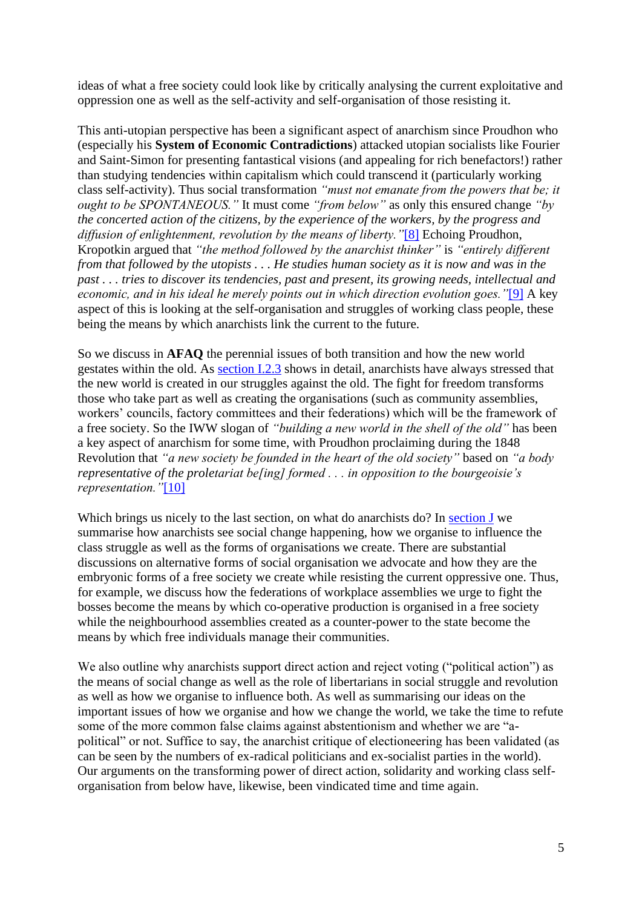ideas of what a free society could look like by critically analysing the current exploitative and oppression one as well as the self-activity and self-organisation of those resisting it.

This anti-utopian perspective has been a significant aspect of anarchism since Proudhon who (especially his **System of Economic Contradictions**) attacked utopian socialists like Fourier and Saint-Simon for presenting fantastical visions (and appealing for rich benefactors!) rather than studying tendencies within capitalism which could transcend it (particularly working class self-activity). Thus social transformation *"must not emanate from the powers that be; it ought to be SPONTANEOUS."* It must come *"from below"* as only this ensured change *"by the concerted action of the citizens, by the experience of the workers, by the progress and diffusion of enlightenment, revolution by the means of liberty."*[8] Echoing Proudhon, Kropotkin argued that *"the method followed by the anarchist thinker"* is *"entirely different from that followed by the utopists . . . He studies human society as it is now and was in the past . . . tries to discover its tendencies, past and present, its growing needs, intellectual and economic, and in his ideal he merely points out in which direction evolution goes."*[9] A key aspect of this is looking at the self-organisation and struggles of working class people, these being the means by which anarchists link the current to the future.

So we discuss in **AFAQ** the perennial issues of both transition and how the new world gestates within the old. As section I.2.3 shows in detail, anarchists have always stressed that the new world is created in our struggles against the old. The fight for freedom transforms those who take part as well as creating the organisations (such as community assemblies, workers' councils, factory committees and their federations) which will be the framework of a free society. So the IWW slogan of *"building a new world in the shell of the old"* has been a key aspect of anarchism for some time, with Proudhon proclaiming during the 1848 Revolution that *"a new society be founded in the heart of the old society"* based on *"a body representative of the proletariat be[ing] formed . . . in opposition to the bourgeoisie's representation."*[10]

Which brings us nicely to the last section, on what do anarchists do? In section J we summarise how anarchists see social change happening, how we organise to influence the class struggle as well as the forms of organisations we create. There are substantial discussions on alternative forms of social organisation we advocate and how they are the embryonic forms of a free society we create while resisting the current oppressive one. Thus, for example, we discuss how the federations of workplace assemblies we urge to fight the bosses become the means by which co-operative production is organised in a free society while the neighbourhood assemblies created as a counter-power to the state become the means by which free individuals manage their communities.

We also outline why anarchists support direct action and reject voting ("political action") as the means of social change as well as the role of libertarians in social struggle and revolution as well as how we organise to influence both. As well as summarising our ideas on the important issues of how we organise and how we change the world, we take the time to refute some of the more common false claims against abstentionism and whether we are "a-political" or not. Suffice to say, the anarchist critique of electioneering has been validated (as can be seen by the numbers of ex-radical politicians and ex-socialist parties in the world). Our arguments on the transforming power of direct action, solidarity and working class self-organisation from below have, likewise, been vindicated time and time again.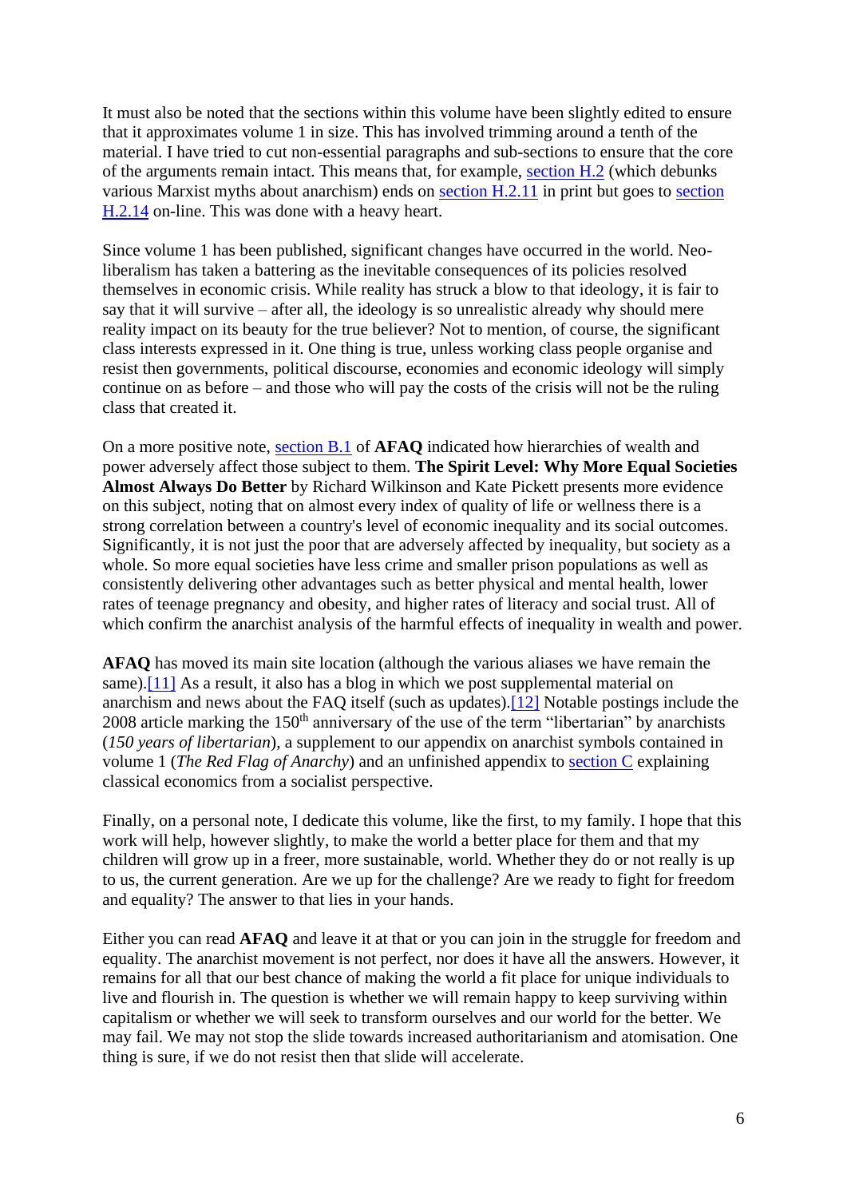It must also be noted that the sections within this volume have been slightly edited to ensure that it approximates volume 1 in size. This has involved trimming around a tenth of the material. I have tried to cut non-essential paragraphs and sub-sections to ensure that the core of the arguments remain intact. This means that, for example, section H.2 (which debunks various Marxist myths about anarchism) ends on section H.2.11 in print but goes to section H.2.14 on-line. This was done with a heavy heart.

Since volume 1 has been published, significant changes have occurred in the world. Neo-liberalism has taken a battering as the inevitable consequences of its policies resolved themselves in economic crisis. While reality has struck a blow to that ideology, it is fair to say that it will survive – after all, the ideology is so unrealistic already why should mere reality impact on its beauty for the true believer? Not to mention, of course, the significant class interests expressed in it. One thing is true, unless working class people organise and resist then governments, political discourse, economies and economic ideology will simply continue on as before – and those who will pay the costs of the crisis will not be the ruling class that created it.

On a more positive note, section B.1 of **AFAQ** indicated how hierarchies of wealth and power adversely affect those subject to them. **The Spirit Level: Why More Equal Societies Almost Always Do Better** by Richard Wilkinson and Kate Pickett presents more evidence on this subject, noting that on almost every index of quality of life or wellness there is a strong correlation between a country's level of economic inequality and its social outcomes. Significantly, it is not just the poor that are adversely affected by inequality, but society as a whole. So more equal societies have less crime and smaller prison populations as well as consistently delivering other advantages such as better physical and mental health, lower rates of teenage pregnancy and obesity, and higher rates of literacy and social trust. All of which confirm the anarchist analysis of the harmful effects of inequality in wealth and power.

**AFAQ** has moved its main site location (although the various aliases we have remain the same).[11] As a result, it also has a blog in which we post supplemental material on anarchism and news about the FAQ itself (such as updates).[12] Notable postings include the 2008 article marking the 150th anniversary of the use of the term "libertarian" by anarchists (*150 years of libertarian*), a supplement to our appendix on anarchist symbols contained in volume 1 (*The Red Flag of Anarchy*) and an unfinished appendix to section C explaining classical economics from a socialist perspective.

Finally, on a personal note, I dedicate this volume, like the first, to my family. I hope that this work will help, however slightly, to make the world a better place for them and that my children will grow up in a freer, more sustainable, world. Whether they do or not really is up to us, the current generation. Are we up for the challenge? Are we ready to fight for freedom and equality? The answer to that lies in your hands.

Either you can read **AFAQ** and leave it at that or you can join in the struggle for freedom and equality. The anarchist movement is not perfect, nor does it have all the answers. However, it remains for all that our best chance of making the world a fit place for unique individuals to live and flourish in. The question is whether we will remain happy to keep surviving within capitalism or whether we will seek to transform ourselves and our world for the better. We may fail. We may not stop the slide towards increased authoritarianism and atomisation. One thing is sure, if we do not resist then that slide will accelerate.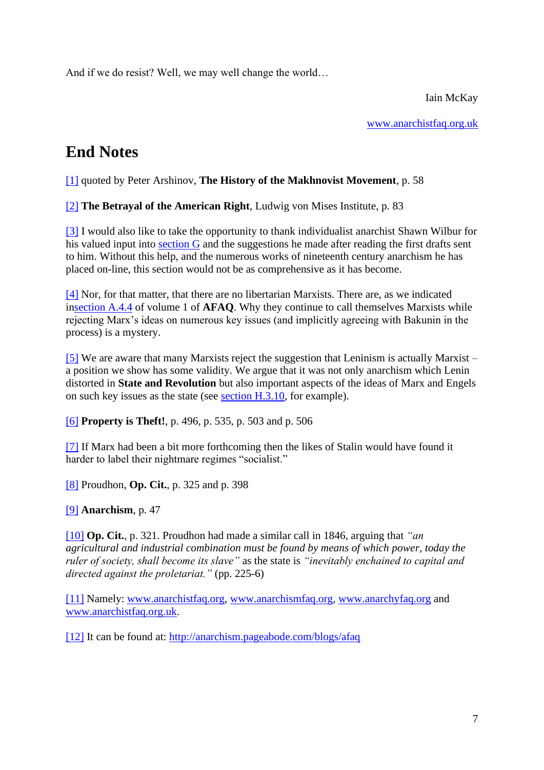And if we do resist? Well, we may well change the world…

Iain McKay

www.anarchistfaq.org.uk

## End Notes

[1] quoted by Peter Arshinov, **The History of the Makhnovist Movement**, p. 58

[2] **The Betrayal of the American Right**, Ludwig von Mises Institute, p. 83

[3] I would also like to take the opportunity to thank individualist anarchist Shawn Wilbur for his valued input into section G and the suggestions he made after reading the first drafts sent to him. Without this help, and the numerous works of nineteenth century anarchism he has placed on-line, this section would not be as comprehensive as it has become.

[4] Nor, for that matter, that there are no libertarian Marxists. There are, as we indicated insection A.4.4 of volume 1 of **AFAQ**. Why they continue to call themselves Marxists while rejecting Marx's ideas on numerous key issues (and implicitly agreeing with Bakunin in the process) is a mystery.

[5] We are aware that many Marxists reject the suggestion that Leninism is actually Marxist – a position we show has some validity. We argue that it was not only anarchism which Lenin distorted in **State and Revolution** but also important aspects of the ideas of Marx and Engels on such key issues as the state (see section H.3.10, for example).

[6] **Property is Theft!**, p. 496, p. 535, p. 503 and p. 506

[7] If Marx had been a bit more forthcoming then the likes of Stalin would have found it harder to label their nightmare regimes "socialist."

[8] Proudhon, **Op. Cit.**, p. 325 and p. 398

[9] **Anarchism**, p. 47

[10] **Op. Cit.**, p. 321. Proudhon had made a similar call in 1846, arguing that *"an agricultural and industrial combination must be found by means of which power, today the ruler of society, shall become its slave"* as the state is *"inevitably enchained to capital and directed against the proletariat."* (pp. 225-6)

[11] Namely: www.anarchistfaq.org, www.anarchismfaq.org, www.anarchyfaq.org and www.anarchistfaq.org.uk.

[12] It can be found at: http://anarchism.pageabode.com/blogs/afaq